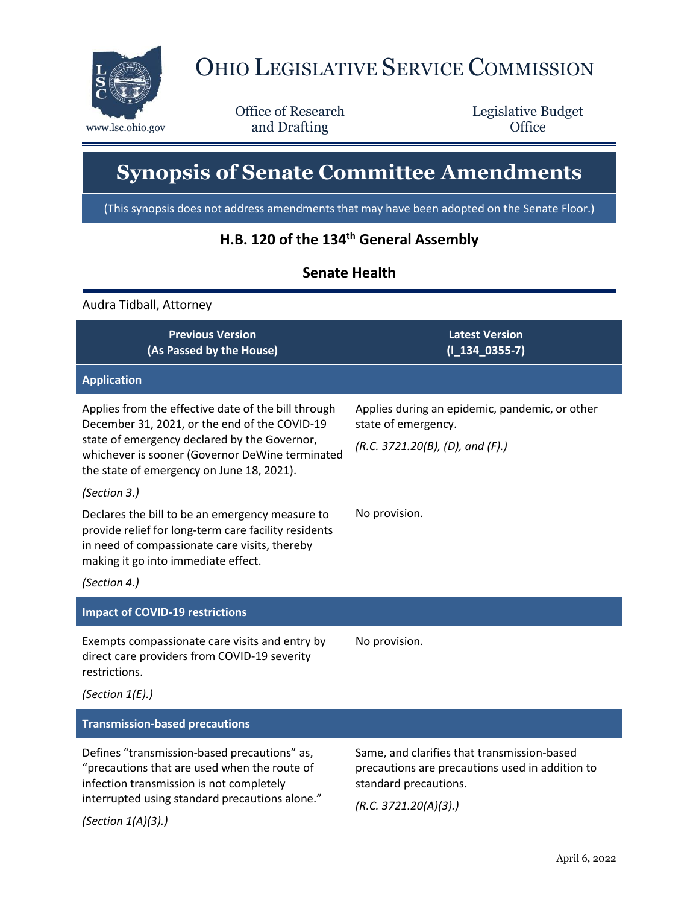# Ohio Legislative Service Commission

www.lsc.ohio.gov

Office of Research and Drafting

Legislative Budget Office

# Synopsis of Senate Committee Amendments

(This synopsis does not address amendments that may have been adopted on the Senate Floor.)

## H.B. 120 of the 134th General Assembly

## Senate Health

Audra Tidball, Attorney

| Previous Version (As Passed by the House) | Latest Version (l_134_0355-7) |
|---|---|
| **Application** | |
| Applies from the effective date of the bill through December 31, 2021, or the end of the COVID-19 state of emergency declared by the Governor, whichever is sooner (Governor DeWine terminated the state of emergency on June 18, 2021).<br>*(Section 3.)* | Applies during an epidemic, pandemic, or other state of emergency.<br>*(R.C. 3721.20(B), (D), and (F).)* |
| Declares the bill to be an emergency measure to provide relief for long-term care facility residents in need of compassionate care visits, thereby making it go into immediate effect.<br>*(Section 4.)* | No provision. |
| **Impact of COVID-19 restrictions** | |
| Exempts compassionate care visits and entry by direct care providers from COVID-19 severity restrictions.<br>*(Section 1(E).)* | No provision. |
| **Transmission-based precautions** | |
| Defines "transmission-based precautions" as, "precautions that are used when the route of infection transmission is not completely interrupted using standard precautions alone."<br>*(Section 1(A)(3).)* | Same, and clarifies that transmission-based precautions are precautions used in addition to standard precautions.<br>*(R.C. 3721.20(A)(3).)* |

April 6, 2022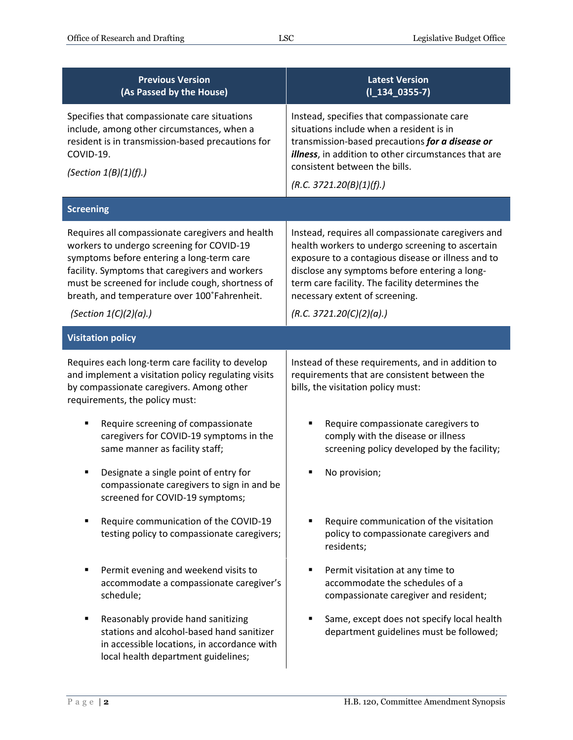| Previous Version (As Passed by the House) | Latest Version (l_134_0355-7) |
|---|---|
| Specifies that compassionate care situations include, among other circumstances, when a resident is in transmission-based precautions for COVID-19.<br><br>*(Section 1(B)(1)(f).)* | Instead, specifies that compassionate care situations include when a resident is in transmission-based precautions ***for a disease or illness***, in addition to other circumstances that are consistent between the bills.<br><br>*(R.C. 3721.20(B)(1)(f).)* |
| **Screening** | |
| Requires all compassionate caregivers and health workers to undergo screening for COVID-19 symptoms before entering a long-term care facility. Symptoms that caregivers and workers must be screened for include cough, shortness of breath, and temperature over 100˚Fahrenheit.<br><br>*(Section 1(C)(2)(a).)* | Instead, requires all compassionate caregivers and health workers to undergo screening to ascertain exposure to a contagious disease or illness and to disclose any symptoms before entering a long-term care facility. The facility determines the necessary extent of screening.<br><br>*(R.C. 3721.20(C)(2)(a).)* |
| **Visitation policy** | |
| Requires each long-term care facility to develop and implement a visitation policy regulating visits by compassionate caregivers. Among other requirements, the policy must: | Instead of these requirements, and in addition to requirements that are consistent between the bills, the visitation policy must: |
| ▪ Require screening of compassionate caregivers for COVID-19 symptoms in the same manner as facility staff; | ▪ Require compassionate caregivers to comply with the disease or illness screening policy developed by the facility; |
| ▪ Designate a single point of entry for compassionate caregivers to sign in and be screened for COVID-19 symptoms; | ▪ No provision; |
| ▪ Require communication of the COVID-19 testing policy to compassionate caregivers; | ▪ Require communication of the visitation policy to compassionate caregivers and residents; |
| ▪ Permit evening and weekend visits to accommodate a compassionate caregiver's schedule; | ▪ Permit visitation at any time to accommodate the schedules of a compassionate caregiver and resident; |
| ▪ Reasonably provide hand sanitizing stations and alcohol-based hand sanitizer in accessible locations, in accordance with local health department guidelines; | ▪ Same, except does not specify local health department guidelines must be followed; |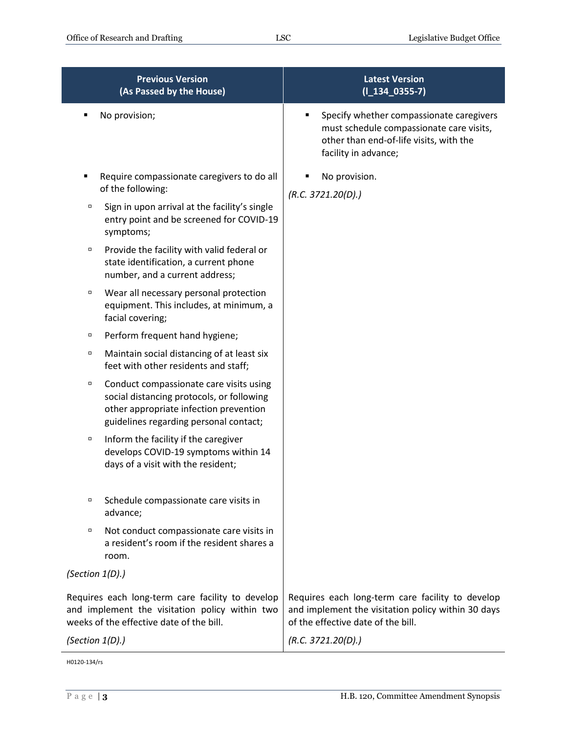| Previous Version (As Passed by the House) | Latest Version (l_134_0355-7) |
|---|---|
| ▪ No provision; | ▪ Specify whether compassionate caregivers must schedule compassionate care visits, other than end-of-life visits, with the facility in advance; |
| ▪ Require compassionate caregivers to do all of the following:<br>▫ Sign in upon arrival at the facility's single entry point and be screened for COVID-19 symptoms;<br>▫ Provide the facility with valid federal or state identification, a current phone number, and a current address;<br>▫ Wear all necessary personal protection equipment. This includes, at minimum, a facial covering;<br>▫ Perform frequent hand hygiene;<br>▫ Maintain social distancing of at least six feet with other residents and staff;<br>▫ Conduct compassionate care visits using social distancing protocols, or following other appropriate infection prevention guidelines regarding personal contact;<br>▫ Inform the facility if the caregiver develops COVID-19 symptoms within 14 days of a visit with the resident;<br>▫ Schedule compassionate care visits in advance;<br>▫ Not conduct compassionate care visits in a resident's room if the resident shares a room.<br>*(Section 1(D).)* | ▪ No provision.<br>*(R.C. 3721.20(D).)* |
| Requires each long-term care facility to develop and implement the visitation policy within two weeks of the effective date of the bill.<br>*(Section 1(D).)* | Requires each long-term care facility to develop and implement the visitation policy within 30 days of the effective date of the bill.<br>*(R.C. 3721.20(D).)* |

H0120-134/rs